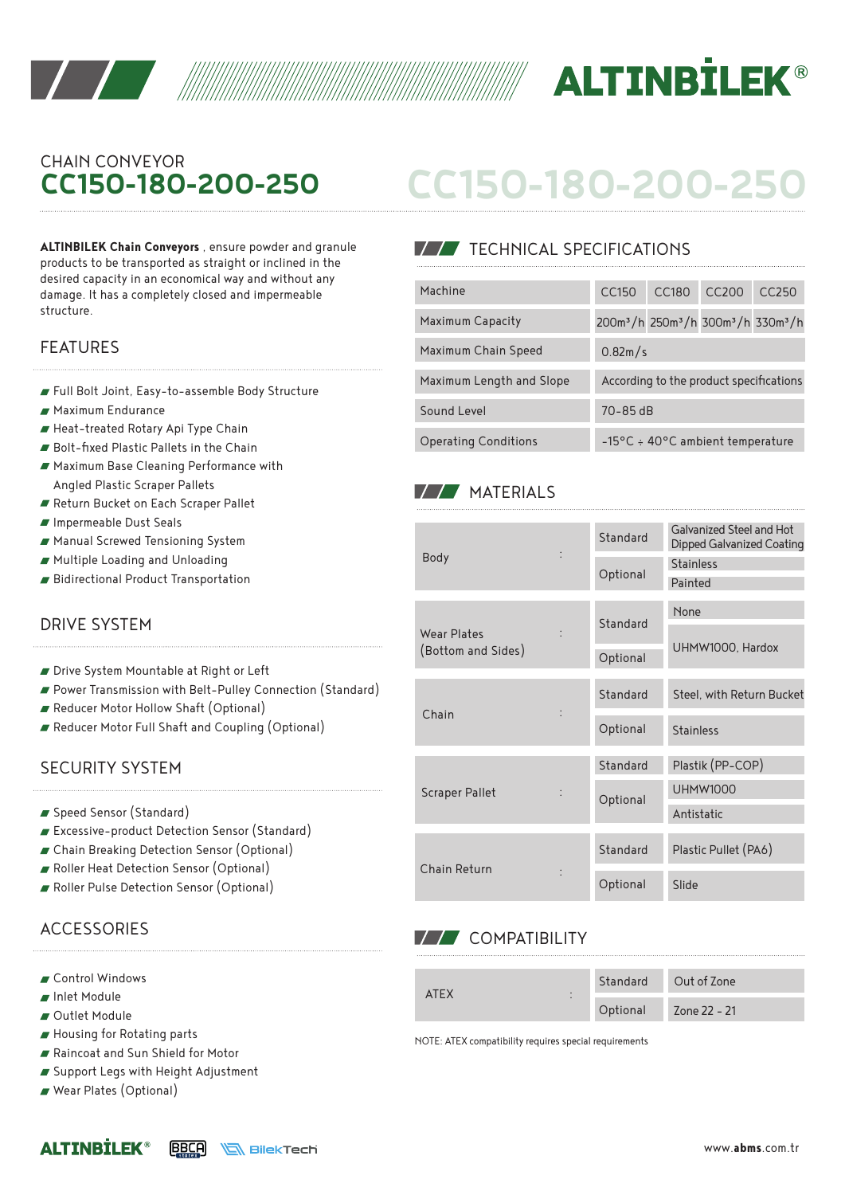CHAIN CONVEYOR

# CC150-180-200-250

**ALTINBILEK Chain Conveyors** , ensure powder and granule products to be transported as straight or inclined in the desired capacity in an economical way and without any damage. It has a completely closed and impermeable structure.

## FEATURES

- Full Bolt Joint, Easy-to-assemble Body Structure
- Maximum Endurance
- Heat-treated Rotary Api Type Chain
- Bolt-fixed Plastic Pallets in the Chain
- Maximum Base Cleaning Performance with Angled Plastic Scraper Pallets
- Return Bucket on Each Scraper Pallet
- Impermeable Dust Seals
- Manual Screwed Tensioning System
- Multiple Loading and Unloading
- Bidirectional Product Transportation

## DRIVE SYSTEM

- Drive System Mountable at Right or Left
- Power Transmission with Belt-Pulley Connection (Standard)
- Reducer Motor Hollow Shaft (Optional)
- Reducer Motor Full Shaft and Coupling (Optional)

## SECURITY SYSTEM

- Speed Sensor (Standard)
- Excessive-product Detection Sensor (Standard)
- Chain Breaking Detection Sensor (Optional)
- Roller Heat Detection Sensor (Optional)
- Roller Pulse Detection Sensor (Optional)

## ACCESSORIES

- Control Windows
- Inlet Module
- Outlet Module
- Housing for Rotating parts
- Raincoat and Sun Shield for Motor
- Support Legs with Height Adjustment
- Wear Plates (Optional)

## TECHNICAL SPECIFICATIONS

| Machine | CC150 | CC180 | CC200 | CC250 |
|---|---|---|---|---|
| Maximum Capacity | 200m³/h | 250m³/h | 300m³/h | 330m³/h |
| Maximum Chain Speed | 0.82m/s | | | |
| Maximum Length and Slope | According to the product specifications | | | |
| Sound Level | 70-85 dB | | | |
| Operating Conditions | -15°C ÷ 40°C ambient temperature | | | |

## MATERIALS

| Component | | Type | Material |
|---|---|---|---|
| Body | : | Standard | Galvanized Steel and Hot Dipped Galvanized Coating |
| | | Optional | Stainless |
| | | | Painted |
| Wear Plates (Bottom and Sides) | : | Standard | None |
| | | Optional | UHMW1000, Hardox |
| Chain | : | Standard | Steel, with Return Bucket |
| | | Optional | Stainless |
| Scraper Pallet | : | Standard | Plastik (PP-COP) |
| | | Optional | UHMW1000 |
| | | | Antistatic |
| Chain Return | : | Standard | Plastic Pullet (PA6) |
| | | Optional | Slide |

## COMPATIBILITY

| Item | | Type | Value |
|---|---|---|---|
| ATEX | : | Standard | Out of Zone |
| | | Optional | Zone 22 - 21 |

NOTE: ATEX compatibility requires special requirements

www.abms.com.tr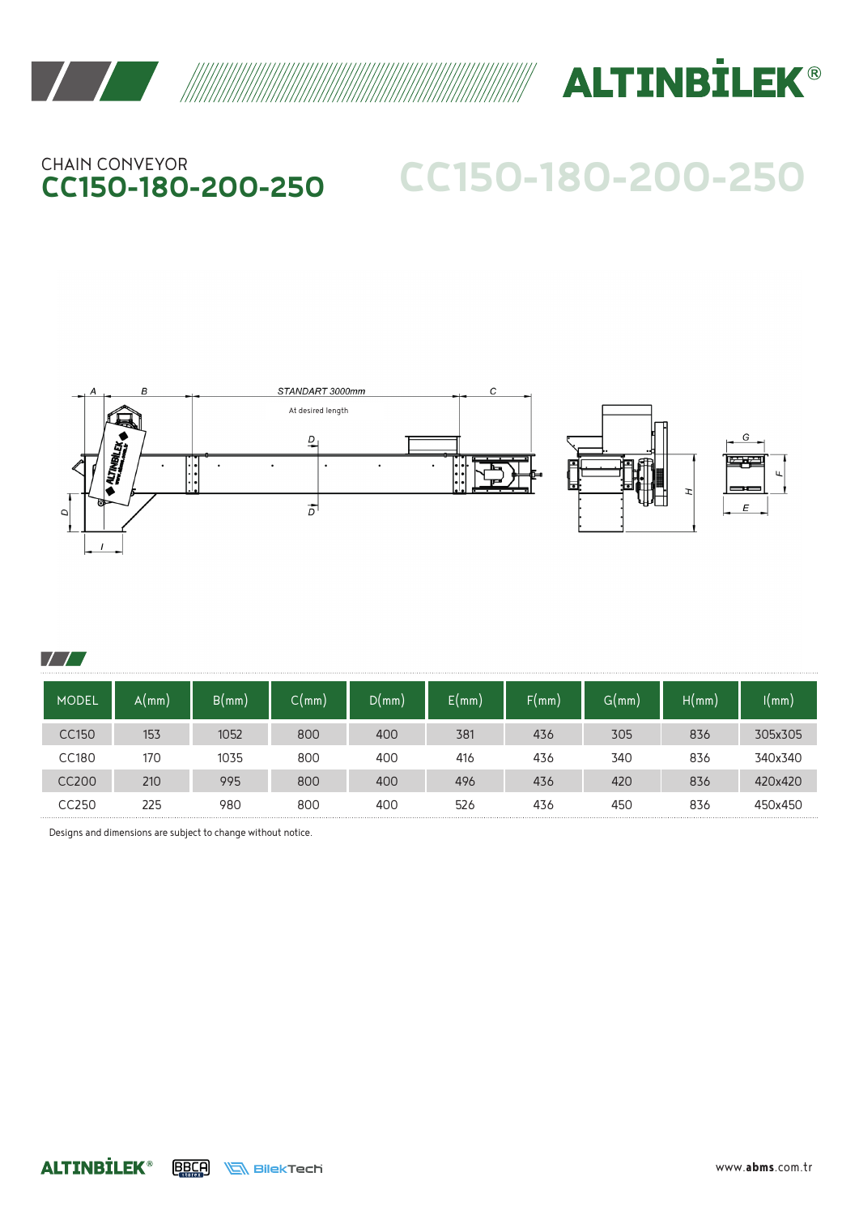CHAIN CONVEYOR
# CC150-180-200-250

CC150-180-200-250

A
B
STANDART 3000mm
At desired length
C
D
D
D
I
H
G
F
E

| MODEL | A(mm) | B(mm) | C(mm) | D(mm) | E(mm) | F(mm) | G(mm) | H(mm) | I(mm) |
|---|---|---|---|---|---|---|---|---|---|
| CC150 | 153 | 1052 | 800 | 400 | 381 | 436 | 305 | 836 | 305x305 |
| CC180 | 170 | 1035 | 800 | 400 | 416 | 436 | 340 | 836 | 340x340 |
| CC200 | 210 | 995 | 800 | 400 | 496 | 436 | 420 | 836 | 420x420 |
| CC250 | 225 | 980 | 800 | 400 | 526 | 436 | 450 | 836 | 450x450 |

Designs and dimensions are subject to change without notice.